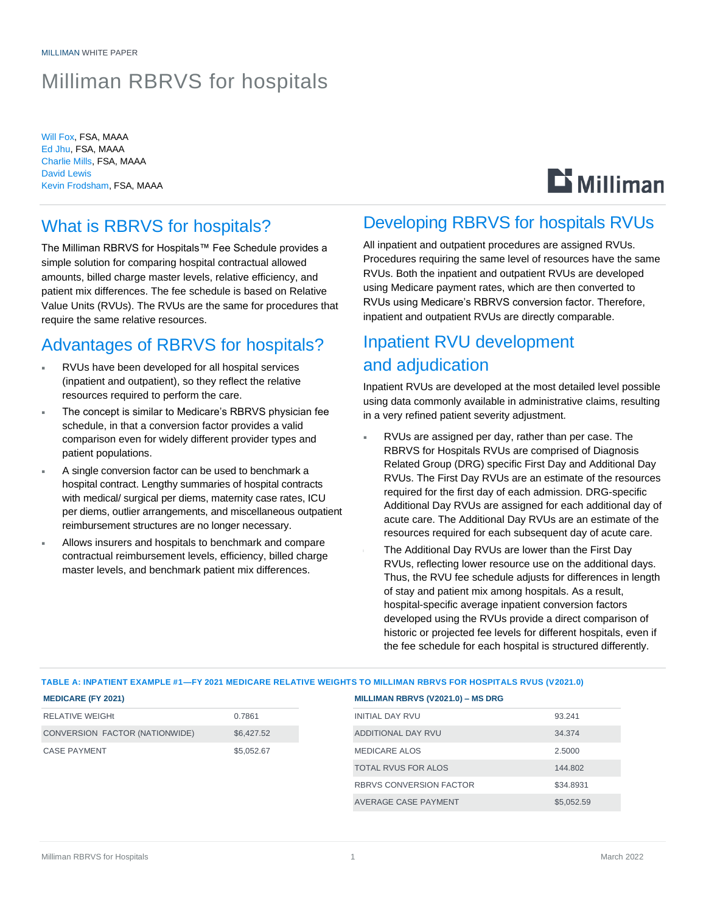MILLIMAN WHITE PAPER

# Milliman RBRVS for hospitals

Will Fox, FSA, MAAA
Ed Jhu, FSA, MAAA
Charlie Mills, FSA, MAAA
David Lewis
Kevin Frodsham, FSA, MAAA

## What is RBRVS for hospitals?

The Milliman RBRVS for Hospitals™ Fee Schedule provides a simple solution for comparing hospital contractual allowed amounts, billed charge master levels, relative efficiency, and patient mix differences. The fee schedule is based on Relative Value Units (RVUs). The RVUs are the same for procedures that require the same relative resources.

## Advantages of RBRVS for hospitals?

- RVUs have been developed for all hospital services (inpatient and outpatient), so they reflect the relative resources required to perform the care.
- The concept is similar to Medicare's RBRVS physician fee schedule, in that a conversion factor provides a valid comparison even for widely different provider types and patient populations.
- A single conversion factor can be used to benchmark a hospital contract. Lengthy summaries of hospital contracts with medical/ surgical per diems, maternity case rates, ICU per diems, outlier arrangements, and miscellaneous outpatient reimbursement structures are no longer necessary.
- Allows insurers and hospitals to benchmark and compare contractual reimbursement levels, efficiency, billed charge master levels, and benchmark patient mix differences.

## Developing RBRVS for hospitals RVUs

All inpatient and outpatient procedures are assigned RVUs. Procedures requiring the same level of resources have the same RVUs. Both the inpatient and outpatient RVUs are developed using Medicare payment rates, which are then converted to RVUs using Medicare's RBRVS conversion factor. Therefore, inpatient and outpatient RVUs are directly comparable.

## Inpatient RVU development and adjudication

Inpatient RVUs are developed at the most detailed level possible using data commonly available in administrative claims, resulting in a very refined patient severity adjustment.

- RVUs are assigned per day, rather than per case. The RBRVS for Hospitals RVUs are comprised of Diagnosis Related Group (DRG) specific First Day and Additional Day RVUs. The First Day RVUs are an estimate of the resources required for the first day of each admission. DRG-specific Additional Day RVUs are assigned for each additional day of acute care. The Additional Day RVUs are an estimate of the resources required for each subsequent day of acute care.
- The Additional Day RVUs are lower than the First Day RVUs, reflecting lower resource use on the additional days. Thus, the RVU fee schedule adjusts for differences in length of stay and patient mix among hospitals. As a result, hospital-specific average inpatient conversion factors developed using the RVUs provide a direct comparison of historic or projected fee levels for different hospitals, even if the fee schedule for each hospital is structured differently.

**TABLE A: INPATIENT EXAMPLE #1—FY 2021 MEDICARE RELATIVE WEIGHTS TO MILLIMAN RBRVS FOR HOSPITALS RVUS (V2021.0)**

| MEDICARE (FY 2021) | |
|---|---|
| RELATIVE WEIGHt | 0.7861 |
| CONVERSION FACTOR (NATIONWIDE) | $6,427.52 |
| CASE PAYMENT | $5,052.67 |

| MILLIMAN RBRVS (V2021.0) – MS DRG | |
|---|---|
| INITIAL DAY RVU | 93.241 |
| ADDITIONAL DAY RVU | 34.374 |
| MEDICARE ALOS | 2.5000 |
| TOTAL RVUS FOR ALOS | 144.802 |
| RBRVS CONVERSION FACTOR | $34.8931 |
| AVERAGE CASE PAYMENT | $5,052.59 |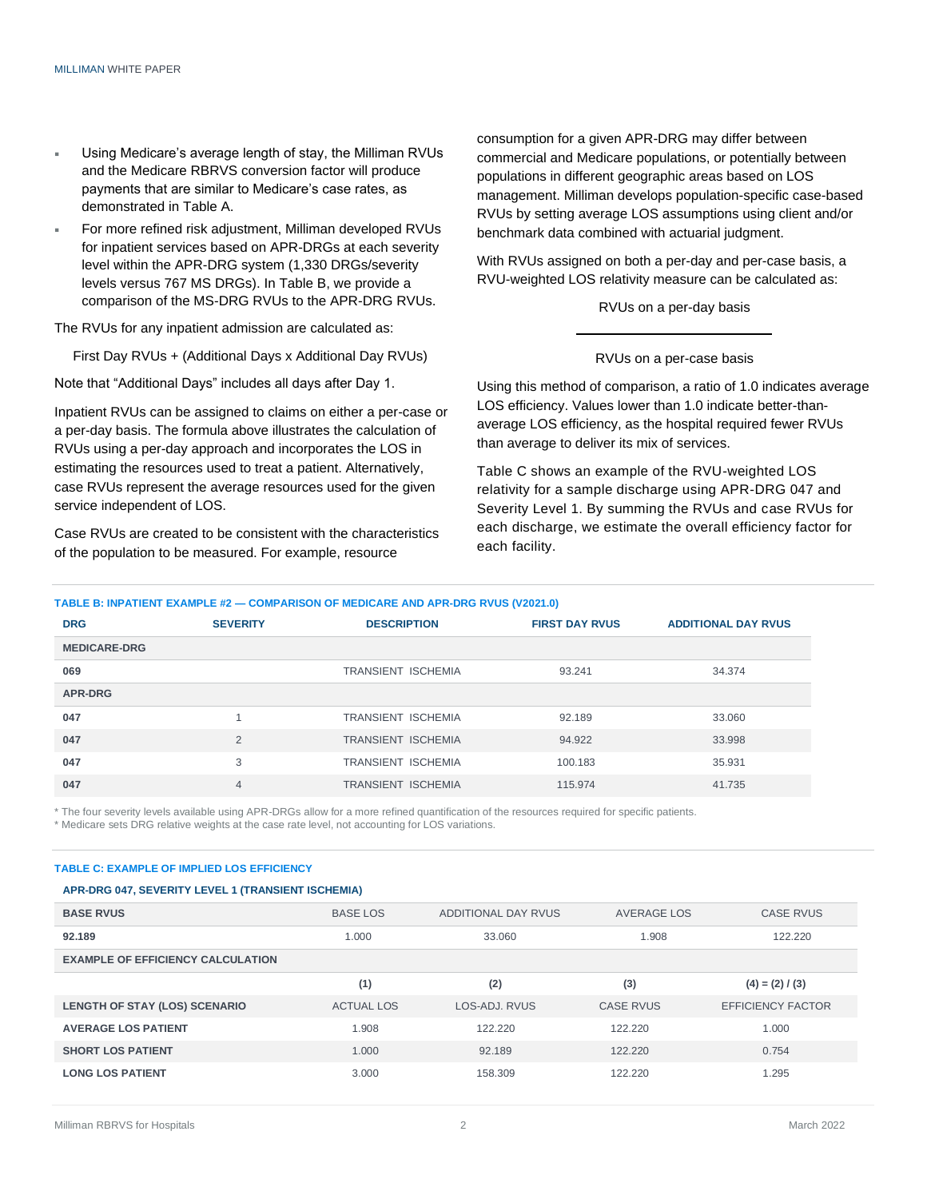- Using Medicare's average length of stay, the Milliman RVUs and the Medicare RBRVS conversion factor will produce payments that are similar to Medicare's case rates, as demonstrated in Table A.
- For more refined risk adjustment, Milliman developed RVUs for inpatient services based on APR-DRGs at each severity level within the APR-DRG system (1,330 DRGs/severity levels versus 767 MS DRGs). In Table B, we provide a comparison of the MS-DRG RVUs to the APR-DRG RVUs.

The RVUs for any inpatient admission are calculated as:

First Day RVUs + (Additional Days x Additional Day RVUs)

Note that "Additional Days" includes all days after Day 1.

Inpatient RVUs can be assigned to claims on either a per-case or a per-day basis. The formula above illustrates the calculation of RVUs using a per-day approach and incorporates the LOS in estimating the resources used to treat a patient. Alternatively, case RVUs represent the average resources used for the given service independent of LOS.

Case RVUs are created to be consistent with the characteristics of the population to be measured. For example, resource consumption for a given APR-DRG may differ between commercial and Medicare populations, or potentially between populations in different geographic areas based on LOS management. Milliman develops population-specific case-based RVUs by setting average LOS assumptions using client and/or benchmark data combined with actuarial judgment.

With RVUs assigned on both a per-day and per-case basis, a RVU-weighted LOS relativity measure can be calculated as:

$$\frac{\text{RVUs on a per-day basis}}{\text{RVUs on a per-case basis}}$$

Using this method of comparison, a ratio of 1.0 indicates average LOS efficiency. Values lower than 1.0 indicate better-than-average LOS efficiency, as the hospital required fewer RVUs than average to deliver its mix of services.

Table C shows an example of the RVU-weighted LOS relativity for a sample discharge using APR-DRG 047 and Severity Level 1. By summing the RVUs and case RVUs for each discharge, we estimate the overall efficiency factor for each facility.

**TABLE B: INPATIENT EXAMPLE #2 — COMPARISON OF MEDICARE AND APR-DRG RVUS (V2021.0)**

| DRG | SEVERITY | DESCRIPTION | FIRST DAY RVUS | ADDITIONAL DAY RVUS |
|---|---|---|---|---|
| **MEDICARE-DRG** | | | | |
| **069** | | TRANSIENT ISCHEMIA | 93.241 | 34.374 |
| **APR-DRG** | | | | |
| **047** | 1 | TRANSIENT ISCHEMIA | 92.189 | 33.060 |
| **047** | 2 | TRANSIENT ISCHEMIA | 94.922 | 33.998 |
| **047** | 3 | TRANSIENT ISCHEMIA | 100.183 | 35.931 |
| **047** | 4 | TRANSIENT ISCHEMIA | 115.974 | 41.735 |

* The four severity levels available using APR-DRGs allow for a more refined quantification of the resources required for specific patients.
* Medicare sets DRG relative weights at the case rate level, not accounting for LOS variations.

**TABLE C: EXAMPLE OF IMPLIED LOS EFFICIENCY**

**APR-DRG 047, SEVERITY LEVEL 1 (TRANSIENT ISCHEMIA)**

| BASE RVUS | BASE LOS | ADDITIONAL DAY RVUS | AVERAGE LOS | CASE RVUS |
|---|---|---|---|---|
| **92.189** | 1.000 | 33.060 | 1.908 | 122.220 |
| **EXAMPLE OF EFFICIENCY CALCULATION** | | | | |
| | **(1)** | **(2)** | **(3)** | **(4) = (2) / (3)** |
| **LENGTH OF STAY (LOS) SCENARIO** | ACTUAL LOS | LOS-ADJ. RVUS | CASE RVUS | EFFICIENCY FACTOR |
| **AVERAGE LOS PATIENT** | 1.908 | 122.220 | 122.220 | 1.000 |
| **SHORT LOS PATIENT** | 1.000 | 92.189 | 122.220 | 0.754 |
| **LONG LOS PATIENT** | 3.000 | 158.309 | 122.220 | 1.295 |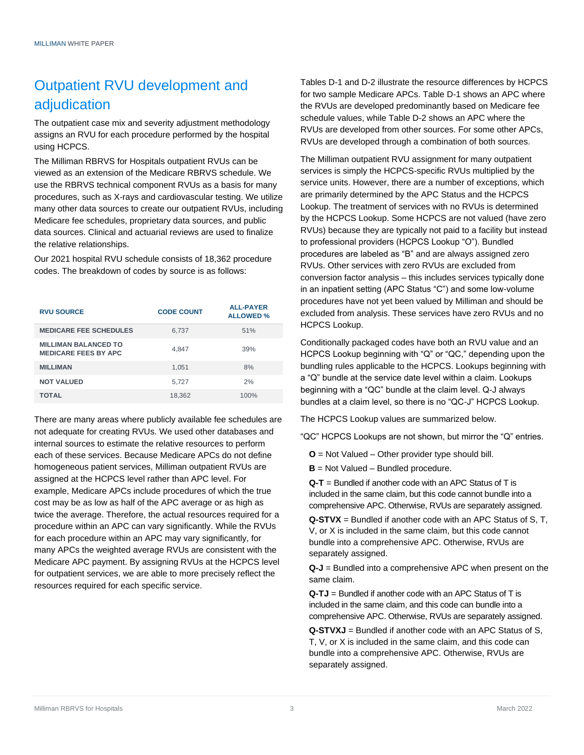## Outpatient RVU development and adjudication

The outpatient case mix and severity adjustment methodology assigns an RVU for each procedure performed by the hospital using HCPCS.

The Milliman RBRVS for Hospitals outpatient RVUs can be viewed as an extension of the Medicare RBRVS schedule. We use the RBRVS technical component RVUs as a basis for many procedures, such as X-rays and cardiovascular testing. We utilize many other data sources to create our outpatient RVUs, including Medicare fee schedules, proprietary data sources, and public data sources. Clinical and actuarial reviews are used to finalize the relative relationships.

Our 2021 hospital RVU schedule consists of 18,362 procedure codes. The breakdown of codes by source is as follows:

| RVU SOURCE | CODE COUNT | ALL-PAYER ALLOWED % |
|---|---|---|
| MEDICARE FEE SCHEDULES | 6,737 | 51% |
| MILLIMAN BALANCED TO MEDICARE FEES BY APC | 4,847 | 39% |
| MILLIMAN | 1,051 | 8% |
| NOT VALUED | 5,727 | 2% |
| TOTAL | 18,362 | 100% |

There are many areas where publicly available fee schedules are not adequate for creating RVUs. We used other databases and internal sources to estimate the relative resources to perform each of these services. Because Medicare APCs do not define homogeneous patient services, Milliman outpatient RVUs are assigned at the HCPCS level rather than APC level. For example, Medicare APCs include procedures of which the true cost may be as low as half of the APC average or as high as twice the average. Therefore, the actual resources required for a procedure within an APC can vary significantly. While the RVUs for each procedure within an APC may vary significantly, for many APCs the weighted average RVUs are consistent with the Medicare APC payment. By assigning RVUs at the HCPCS level for outpatient services, we are able to more precisely reflect the resources required for each specific service.

Tables D-1 and D-2 illustrate the resource differences by HCPCS for two sample Medicare APCs. Table D-1 shows an APC where the RVUs are developed predominantly based on Medicare fee schedule values, while Table D-2 shows an APC where the RVUs are developed from other sources. For some other APCs, RVUs are developed through a combination of both sources.

The Milliman outpatient RVU assignment for many outpatient services is simply the HCPCS-specific RVUs multiplied by the service units. However, there are a number of exceptions, which are primarily determined by the APC Status and the HCPCS Lookup. The treatment of services with no RVUs is determined by the HCPCS Lookup. Some HCPCS are not valued (have zero RVUs) because they are typically not paid to a facility but instead to professional providers (HCPCS Lookup "O"). Bundled procedures are labeled as "B" and are always assigned zero RVUs. Other services with zero RVUs are excluded from conversion factor analysis – this includes services typically done in an inpatient setting (APC Status "C") and some low-volume procedures have not yet been valued by Milliman and should be excluded from analysis. These services have zero RVUs and no HCPCS Lookup.

Conditionally packaged codes have both an RVU value and an HCPCS Lookup beginning with "Q" or "QC," depending upon the bundling rules applicable to the HCPCS. Lookups beginning with a "Q" bundle at the service date level within a claim. Lookups beginning with a "QC" bundle at the claim level. Q-J always bundles at a claim level, so there is no "QC-J" HCPCS Lookup.

The HCPCS Lookup values are summarized below.

"QC" HCPCS Lookups are not shown, but mirror the "Q" entries.

- **O** = Not Valued – Other provider type should bill.
- **B** = Not Valued – Bundled procedure.
- **Q-T** = Bundled if another code with an APC Status of T is included in the same claim, but this code cannot bundle into a comprehensive APC. Otherwise, RVUs are separately assigned.
- **Q-STVX** = Bundled if another code with an APC Status of S, T, V, or X is included in the same claim, but this code cannot bundle into a comprehensive APC. Otherwise, RVUs are separately assigned.
- **Q-J** = Bundled into a comprehensive APC when present on the same claim.
- **Q-TJ** = Bundled if another code with an APC Status of T is included in the same claim, and this code can bundle into a comprehensive APC. Otherwise, RVUs are separately assigned.
- **Q-STVXJ** = Bundled if another code with an APC Status of S, T, V, or X is included in the same claim, and this code can bundle into a comprehensive APC. Otherwise, RVUs are separately assigned.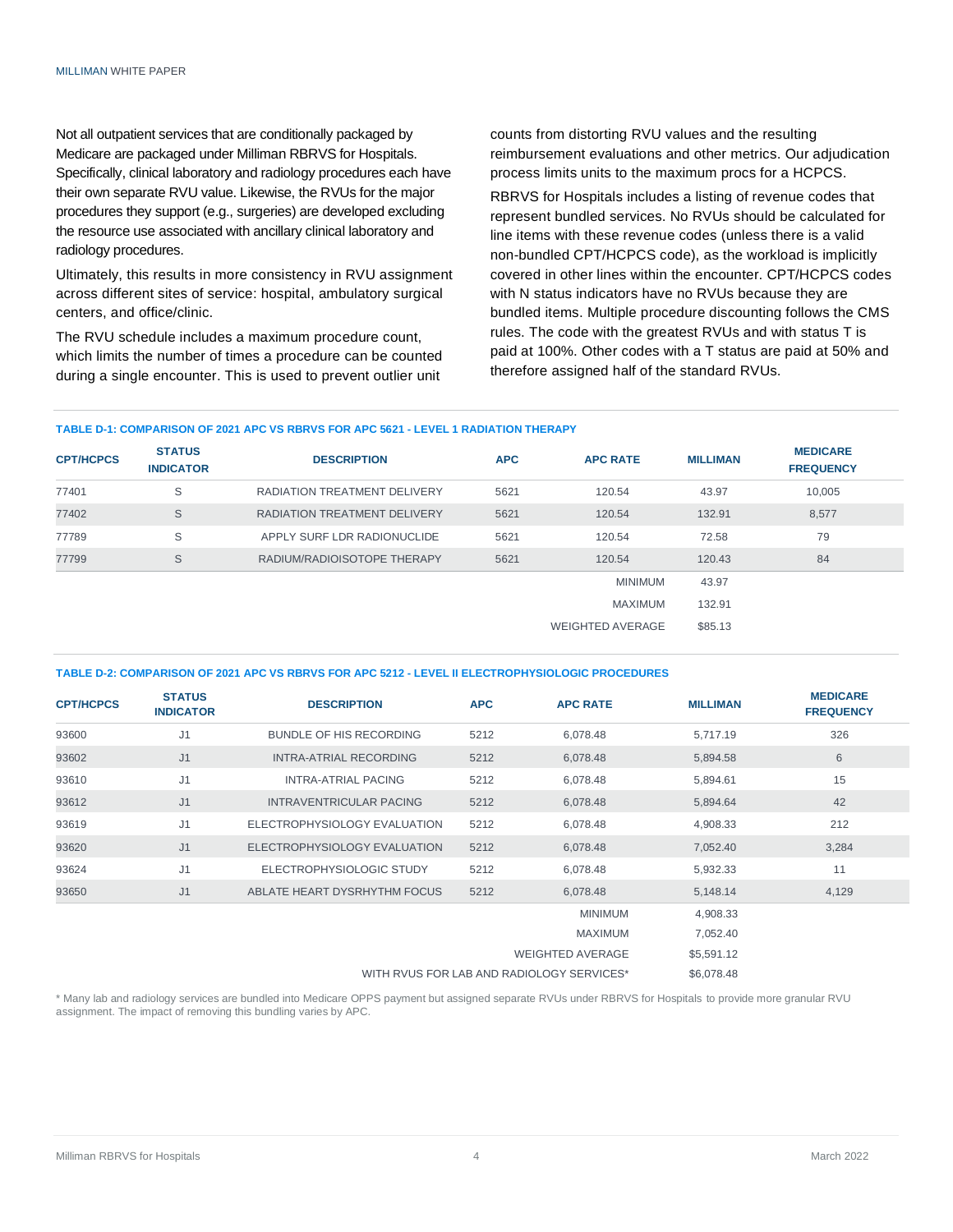Not all outpatient services that are conditionally packaged by Medicare are packaged under Milliman RBRVS for Hospitals. Specifically, clinical laboratory and radiology procedures each have their own separate RVU value. Likewise, the RVUs for the major procedures they support (e.g., surgeries) are developed excluding the resource use associated with ancillary clinical laboratory and radiology procedures.

Ultimately, this results in more consistency in RVU assignment across different sites of service: hospital, ambulatory surgical centers, and office/clinic.

The RVU schedule includes a maximum procedure count, which limits the number of times a procedure can be counted during a single encounter. This is used to prevent outlier unit counts from distorting RVU values and the resulting reimbursement evaluations and other metrics. Our adjudication process limits units to the maximum procs for a HCPCS.

RBRVS for Hospitals includes a listing of revenue codes that represent bundled services. No RVUs should be calculated for line items with these revenue codes (unless there is a valid non-bundled CPT/HCPCS code), as the workload is implicitly covered in other lines within the encounter. CPT/HCPCS codes with N status indicators have no RVUs because they are bundled items. Multiple procedure discounting follows the CMS rules. The code with the greatest RVUs and with status T is paid at 100%. Other codes with a T status are paid at 50% and therefore assigned half of the standard RVUs.

**TABLE D-1: COMPARISON OF 2021 APC VS RBRVS FOR APC 5621 - LEVEL 1 RADIATION THERAPY**

| CPT/HCPCS | STATUS INDICATOR | DESCRIPTION | APC | APC RATE | MILLIMAN | MEDICARE FREQUENCY |
|---|---|---|---|---|---|---|
| 77401 | S | RADIATION TREATMENT DELIVERY | 5621 | 120.54 | 43.97 | 10,005 |
| 77402 | S | RADIATION TREATMENT DELIVERY | 5621 | 120.54 | 132.91 | 8,577 |
| 77789 | S | APPLY SURF LDR RADIONUCLIDE | 5621 | 120.54 | 72.58 | 79 |
| 77799 | S | RADIUM/RADIOISOTOPE THERAPY | 5621 | 120.54 | 120.43 | 84 |
| | | | | MINIMUM | 43.97 | |
| | | | | MAXIMUM | 132.91 | |
| | | | | WEIGHTED AVERAGE | $85.13 | |

**TABLE D-2: COMPARISON OF 2021 APC VS RBRVS FOR APC 5212 - LEVEL II ELECTROPHYSIOLOGIC PROCEDURES**

| CPT/HCPCS | STATUS INDICATOR | DESCRIPTION | APC | APC RATE | MILLIMAN | MEDICARE FREQUENCY |
|---|---|---|---|---|---|---|
| 93600 | J1 | BUNDLE OF HIS RECORDING | 5212 | 6,078.48 | 5,717.19 | 326 |
| 93602 | J1 | INTRA-ATRIAL RECORDING | 5212 | 6,078.48 | 5,894.58 | 6 |
| 93610 | J1 | INTRA-ATRIAL PACING | 5212 | 6,078.48 | 5,894.61 | 15 |
| 93612 | J1 | INTRAVENTRICULAR PACING | 5212 | 6,078.48 | 5,894.64 | 42 |
| 93619 | J1 | ELECTROPHYSIOLOGY EVALUATION | 5212 | 6,078.48 | 4,908.33 | 212 |
| 93620 | J1 | ELECTROPHYSIOLOGY EVALUATION | 5212 | 6,078.48 | 7,052.40 | 3,284 |
| 93624 | J1 | ELECTROPHYSIOLOGIC STUDY | 5212 | 6,078.48 | 5,932.33 | 11 |
| 93650 | J1 | ABLATE HEART DYSRHYTHM FOCUS | 5212 | 6,078.48 | 5,148.14 | 4,129 |
| | | | | MINIMUM | 4,908.33 | |
| | | | | MAXIMUM | 7,052.40 | |
| | | | | WEIGHTED AVERAGE | $5,591.12 | |
| | | | | WITH RVUS FOR LAB AND RADIOLOGY SERVICES* | $6,078.48 | |

* Many lab and radiology services are bundled into Medicare OPPS payment but assigned separate RVUs under RBRVS for Hospitals to provide more granular RVU assignment. The impact of removing this bundling varies by APC.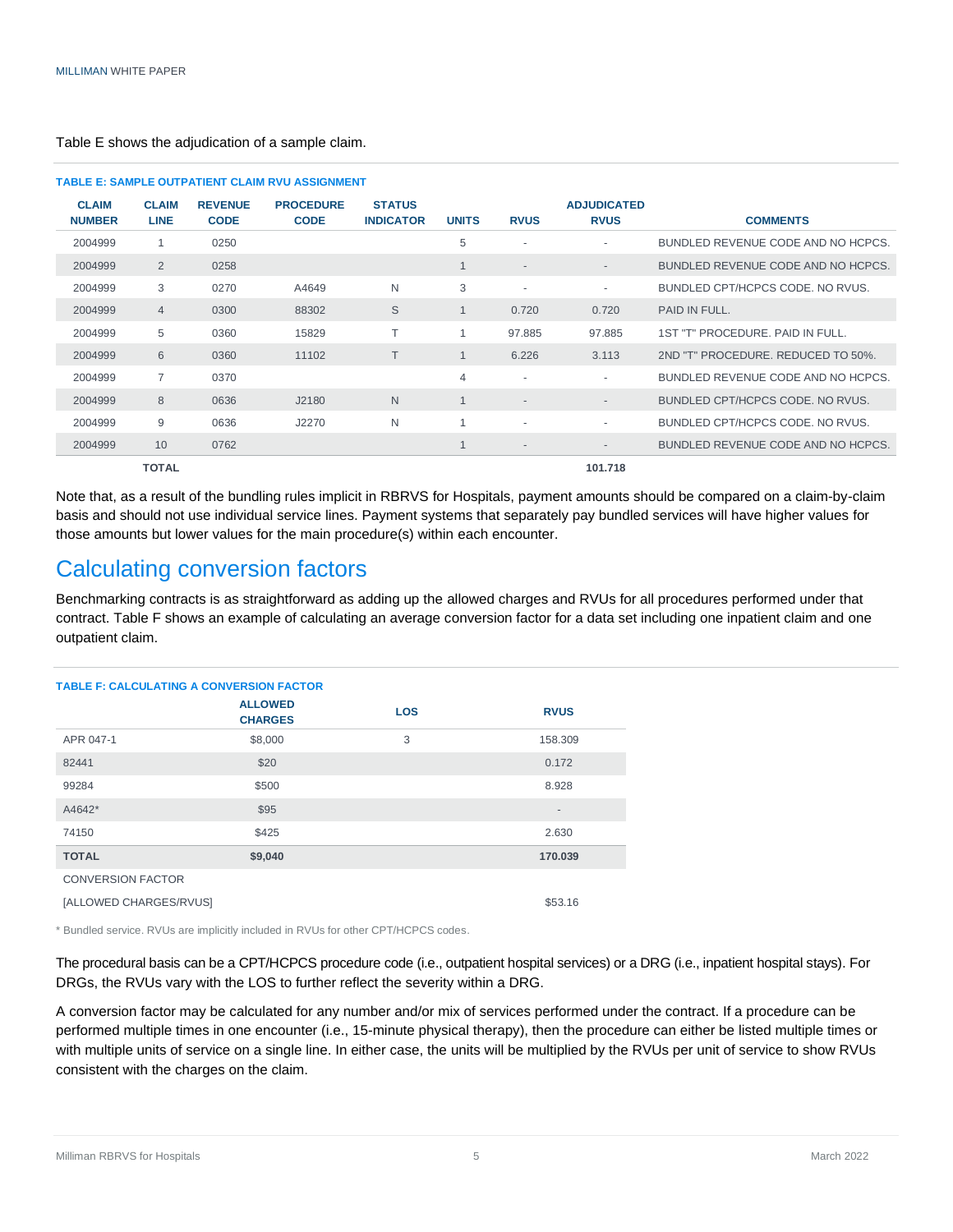Table E shows the adjudication of a sample claim.

**TABLE E: SAMPLE OUTPATIENT CLAIM RVU ASSIGNMENT**

| CLAIM NUMBER | CLAIM LINE | REVENUE CODE | PROCEDURE CODE | STATUS INDICATOR | UNITS | RVUS | ADJUDICATED RVUS | COMMENTS |
|---|---|---|---|---|---|---|---|---|
| 2004999 | 1 | 0250 | | | 5 | - | - | BUNDLED REVENUE CODE AND NO HCPCS. |
| 2004999 | 2 | 0258 | | | 1 | - | - | BUNDLED REVENUE CODE AND NO HCPCS. |
| 2004999 | 3 | 0270 | A4649 | N | 3 | - | - | BUNDLED CPT/HCPCS CODE. NO RVUS. |
| 2004999 | 4 | 0300 | 88302 | S | 1 | 0.720 | 0.720 | PAID IN FULL. |
| 2004999 | 5 | 0360 | 15829 | T | 1 | 97.885 | 97.885 | 1ST "T" PROCEDURE. PAID IN FULL. |
| 2004999 | 6 | 0360 | 11102 | T | 1 | 6.226 | 3.113 | 2ND "T" PROCEDURE. REDUCED TO 50%. |
| 2004999 | 7 | 0370 | | | 4 | - | - | BUNDLED REVENUE CODE AND NO HCPCS. |
| 2004999 | 8 | 0636 | J2180 | N | 1 | - | - | BUNDLED CPT/HCPCS CODE. NO RVUS. |
| 2004999 | 9 | 0636 | J2270 | N | 1 | - | - | BUNDLED CPT/HCPCS CODE. NO RVUS. |
| 2004999 | 10 | 0762 | | | 1 | - | - | BUNDLED REVENUE CODE AND NO HCPCS. |
| | **TOTAL** | | | | | | **101.718** | |

Note that, as a result of the bundling rules implicit in RBRVS for Hospitals, payment amounts should be compared on a claim-by-claim basis and should not use individual service lines. Payment systems that separately pay bundled services will have higher values for those amounts but lower values for the main procedure(s) within each encounter.

## Calculating conversion factors

Benchmarking contracts is as straightforward as adding up the allowed charges and RVUs for all procedures performed under that contract. Table F shows an example of calculating an average conversion factor for a data set including one inpatient claim and one outpatient claim.

**TABLE F: CALCULATING A CONVERSION FACTOR**

| | ALLOWED CHARGES | LOS | RVUS |
|---|---|---|---|
| APR 047-1 | $8,000 | 3 | 158.309 |
| 82441 | $20 | | 0.172 |
| 99284 | $500 | | 8.928 |
| A4642* | $95 | | - |
| 74150 | $425 | | 2.630 |
| **TOTAL** | **$9,040** | | **170.039** |
| CONVERSION FACTOR | | | |
| [ALLOWED CHARGES/RVUS] | | | $53.16 |

* Bundled service. RVUs are implicitly included in RVUs for other CPT/HCPCS codes.

The procedural basis can be a CPT/HCPCS procedure code (i.e., outpatient hospital services) or a DRG (i.e., inpatient hospital stays). For DRGs, the RVUs vary with the LOS to further reflect the severity within a DRG.

A conversion factor may be calculated for any number and/or mix of services performed under the contract. If a procedure can be performed multiple times in one encounter (i.e., 15-minute physical therapy), then the procedure can either be listed multiple times or with multiple units of service on a single line. In either case, the units will be multiplied by the RVUs per unit of service to show RVUs consistent with the charges on the claim.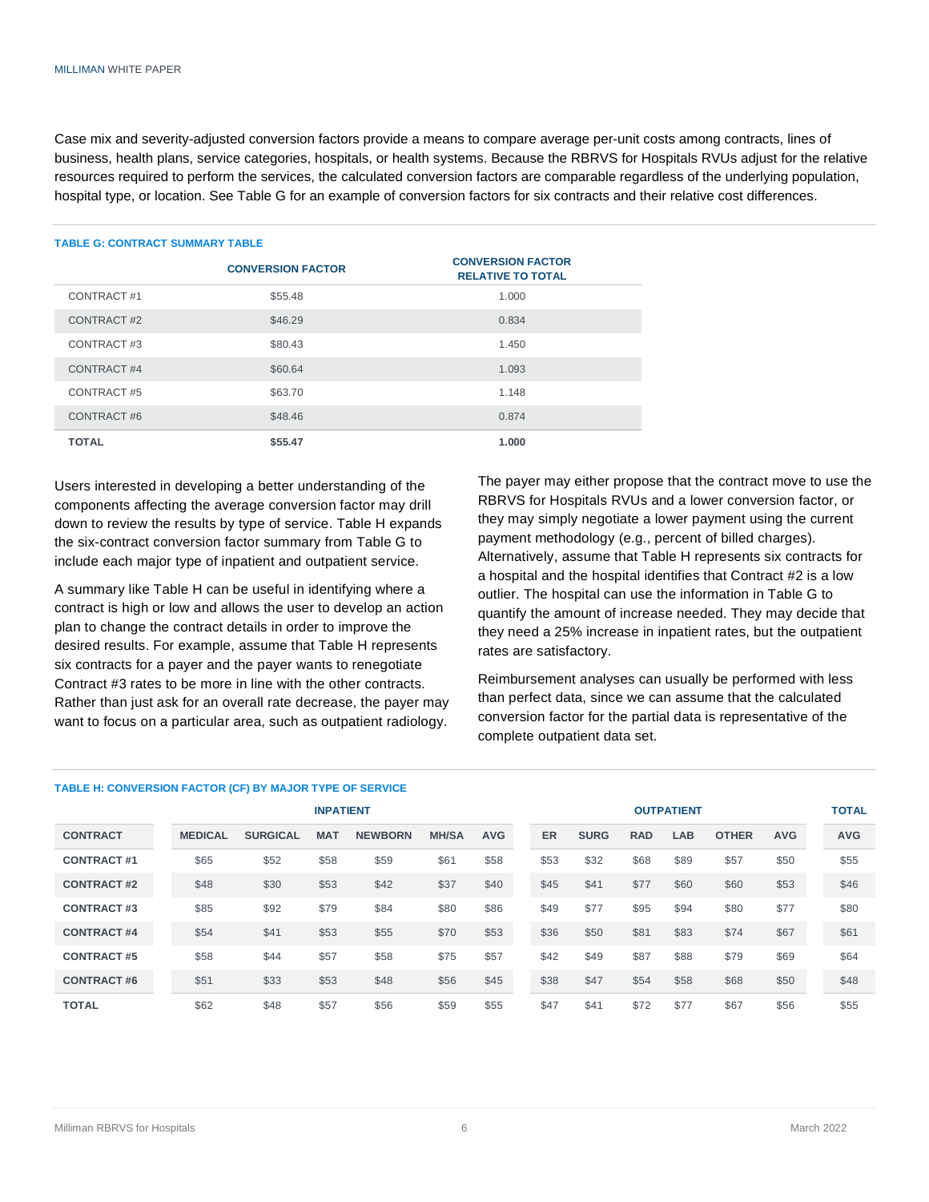Case mix and severity-adjusted conversion factors provide a means to compare average per-unit costs among contracts, lines of business, health plans, service categories, hospitals, or health systems. Because the RBRVS for Hospitals RVUs adjust for the relative resources required to perform the services, the calculated conversion factors are comparable regardless of the underlying population, hospital type, or location. See Table G for an example of conversion factors for six contracts and their relative cost differences.

**TABLE G: CONTRACT SUMMARY TABLE**

| | CONVERSION FACTOR | CONVERSION FACTOR RELATIVE TO TOTAL |
|---|---|---|
| CONTRACT #1 | $55.48 | 1.000 |
| CONTRACT #2 | $46.29 | 0.834 |
| CONTRACT #3 | $80.43 | 1.450 |
| CONTRACT #4 | $60.64 | 1.093 |
| CONTRACT #5 | $63.70 | 1.148 |
| CONTRACT #6 | $48.46 | 0.874 |
| **TOTAL** | **$55.47** | **1.000** |

Users interested in developing a better understanding of the components affecting the average conversion factor may drill down to review the results by type of service. Table H expands the six-contract conversion factor summary from Table G to include each major type of inpatient and outpatient service.

A summary like Table H can be useful in identifying where a contract is high or low and allows the user to develop an action plan to change the contract details in order to improve the desired results. For example, assume that Table H represents six contracts for a payer and the payer wants to renegotiate Contract #3 rates to be more in line with the other contracts. Rather than just ask for an overall rate decrease, the payer may want to focus on a particular area, such as outpatient radiology.

The payer may either propose that the contract move to use the RBRVS for Hospitals RVUs and a lower conversion factor, or they may simply negotiate a lower payment using the current payment methodology (e.g., percent of billed charges). Alternatively, assume that Table H represents six contracts for a hospital and the hospital identifies that Contract #2 is a low outlier. The hospital can use the information in Table G to quantify the amount of increase needed. They may decide that they need a 25% increase in inpatient rates, but the outpatient rates are satisfactory.

Reimbursement analyses can usually be performed with less than perfect data, since we can assume that the calculated conversion factor for the partial data is representative of the complete outpatient data set.

**TABLE H: CONVERSION FACTOR (CF) BY MAJOR TYPE OF SERVICE**

| | INPATIENT | | | | | | OUTPATIENT | | | | | | TOTAL |
|---|---|---|---|---|---|---|---|---|---|---|---|---|---|
| **CONTRACT** | **MEDICAL** | **SURGICAL** | **MAT** | **NEWBORN** | **MH/SA** | **AVG** | **ER** | **SURG** | **RAD** | **LAB** | **OTHER** | **AVG** | **AVG** |
| **CONTRACT #1** | $65 | $52 | $58 | $59 | $61 | $58 | $53 | $32 | $68 | $89 | $57 | $50 | $55 |
| **CONTRACT #2** | $48 | $30 | $53 | $42 | $37 | $40 | $45 | $41 | $77 | $60 | $60 | $53 | $46 |
| **CONTRACT #3** | $85 | $92 | $79 | $84 | $80 | $86 | $49 | $77 | $95 | $94 | $80 | $77 | $80 |
| **CONTRACT #4** | $54 | $41 | $53 | $55 | $70 | $53 | $36 | $50 | $81 | $83 | $74 | $67 | $61 |
| **CONTRACT #5** | $58 | $44 | $57 | $58 | $75 | $57 | $42 | $49 | $87 | $88 | $79 | $69 | $64 |
| **CONTRACT #6** | $51 | $33 | $53 | $48 | $56 | $45 | $38 | $47 | $54 | $58 | $68 | $50 | $48 |
| **TOTAL** | $62 | $48 | $57 | $56 | $59 | $55 | $47 | $41 | $72 | $77 | $67 | $56 | $55 |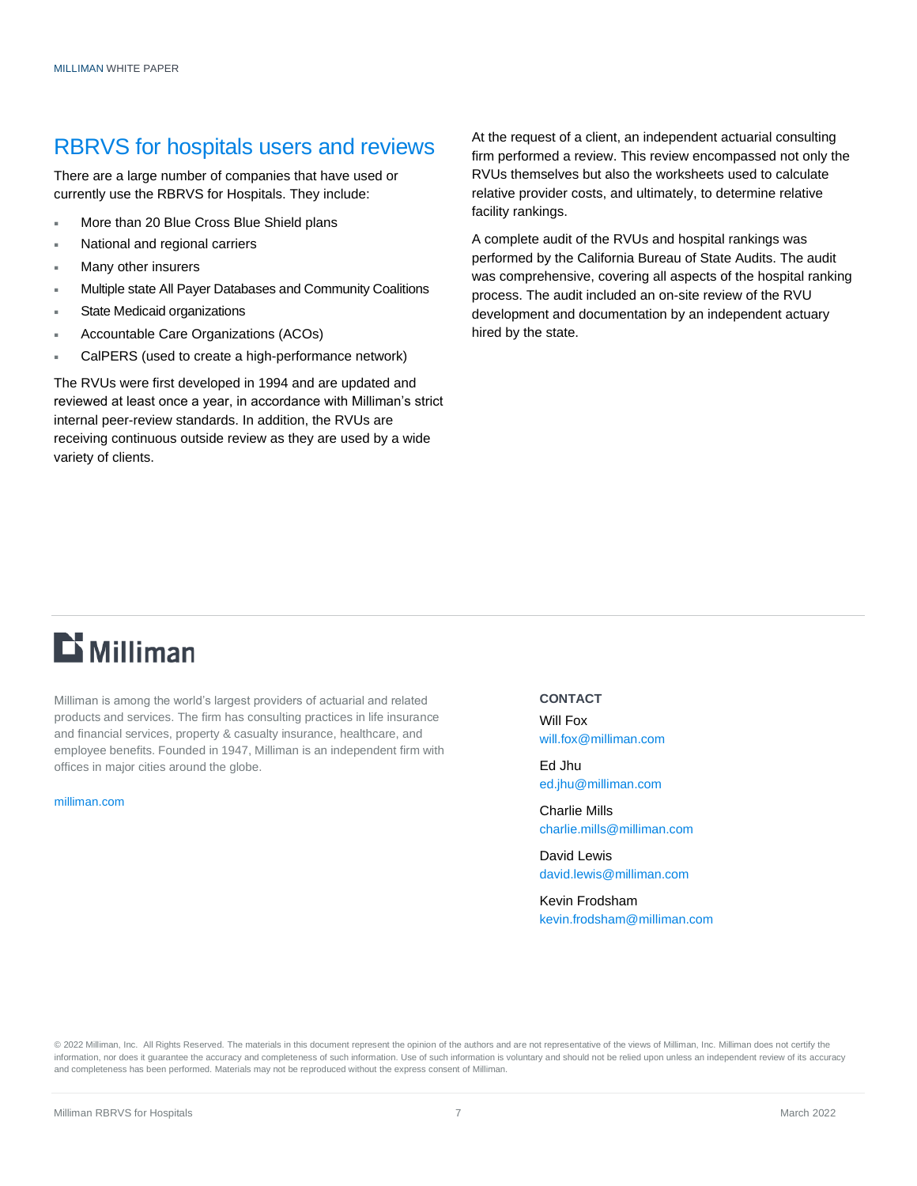## RBRVS for hospitals users and reviews

There are a large number of companies that have used or currently use the RBRVS for Hospitals. They include:

- More than 20 Blue Cross Blue Shield plans
- National and regional carriers
- Many other insurers
- Multiple state All Payer Databases and Community Coalitions
- State Medicaid organizations
- Accountable Care Organizations (ACOs)
- CalPERS (used to create a high-performance network)

The RVUs were first developed in 1994 and are updated and reviewed at least once a year, in accordance with Milliman's strict internal peer-review standards. In addition, the RVUs are receiving continuous outside review as they are used by a wide variety of clients.

At the request of a client, an independent actuarial consulting firm performed a review. This review encompassed not only the RVUs themselves but also the worksheets used to calculate relative provider costs, and ultimately, to determine relative facility rankings.

A complete audit of the RVUs and hospital rankings was performed by the California Bureau of State Audits. The audit was comprehensive, covering all aspects of the hospital ranking process. The audit included an on-site review of the RVU development and documentation by an independent actuary hired by the state.

**Milliman**

Milliman is among the world's largest providers of actuarial and related products and services. The firm has consulting practices in life insurance and financial services, property & casualty insurance, healthcare, and employee benefits. Founded in 1947, Milliman is an independent firm with offices in major cities around the globe.

milliman.com

**CONTACT**

Will Fox
will.fox@milliman.com

Ed Jhu
ed.jhu@milliman.com

Charlie Mills
charlie.mills@milliman.com

David Lewis
david.lewis@milliman.com

Kevin Frodsham
kevin.frodsham@milliman.com

© 2022 Milliman, Inc. All Rights Reserved. The materials in this document represent the opinion of the authors and are not representative of the views of Milliman, Inc. Milliman does not certify the information, nor does it guarantee the accuracy and completeness of such information. Use of such information is voluntary and should not be relied upon unless an independent review of its accuracy and completeness has been performed. Materials may not be reproduced without the express consent of Milliman.